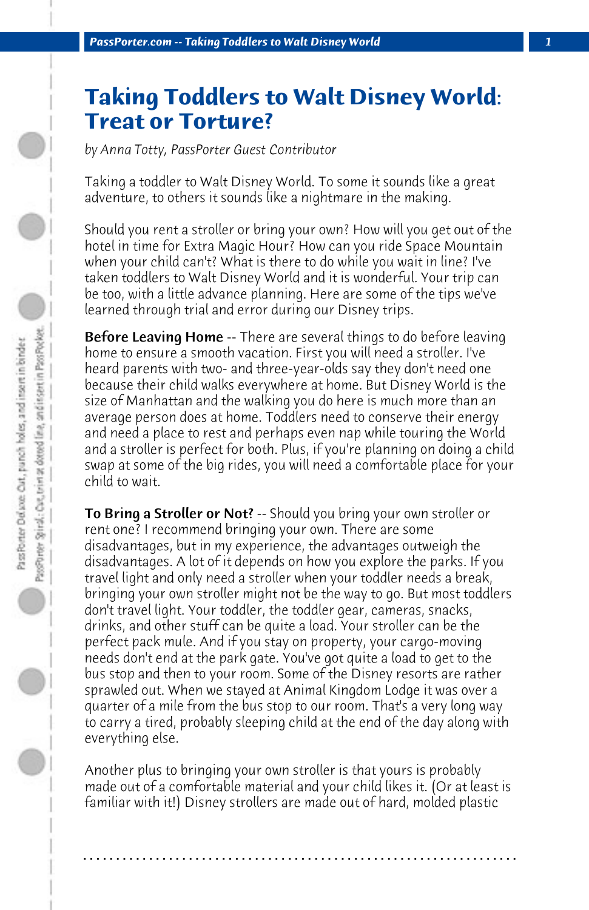# Taking Toddlers to Walt Disney World: Treat or Torture?

*by Anna Totty, PassPorter Guest Contributor*

Taking a toddler to Walt Disney World. To some it sounds like a great adventure, to others it sounds like a nightmare in the making.

Should you rent a stroller or bring your own? How will you get out of the hotel in time for Extra Magic Hour? How can you ride Space Mountain when your child can't? What is there to do while you wait in line? I've taken toddlers to Walt Disney World and it is wonderful. Your trip can be too, with a little advance planning. Here are some of the tips we've learned through trial and error during our Disney trips.

**Before Leaving Home** -- There are several things to do before leaving home to ensure a smooth vacation. First you will need a stroller. I've heard parents with two- and three-year-olds say they don't need one because their child walks everywhere at home. But Disney World is the size of Manhattan and the walking you do here is much more than an average person does at home. Toddlers need to conserve their energy and need a place to rest and perhaps even nap while touring the World and a stroller is perfect for both. Plus, if you're planning on doing a child swap at some of the big rides, you will need a comfortable place for your child to wait.

**To Bring a Stroller or Not?** -- Should you bring your own stroller or rent one? I recommend bringing your own. There are some disadvantages, but in my experience, the advantages outweigh the disadvantages. A lot of it depends on how you explore the parks. If you travel light and only need a stroller when your toddler needs a break, bringing your own stroller might not be the way to go. But most toddlers don't travel light. Your toddler, the toddler gear, cameras, snacks, drinks, and other stuff can be quite a load. Your stroller can be the perfect pack mule. And if you stay on property, your cargo-moving needs don't end at the park gate. You've got quite a load to get to the bus stop and then to your room. Some of the Disney resorts are rather sprawled out. When we stayed at Animal Kingdom Lodge it was over a quarter of a mile from the bus stop to our room. That's a very long way to carry a tired, probably sleeping child at the end of the day along with everything else.

Another plus to bringing your own stroller is that yours is probably made out of a comfortable material and your child likes it. (Or at least is familiar with it!) Disney strollers are made out of hard, molded plastic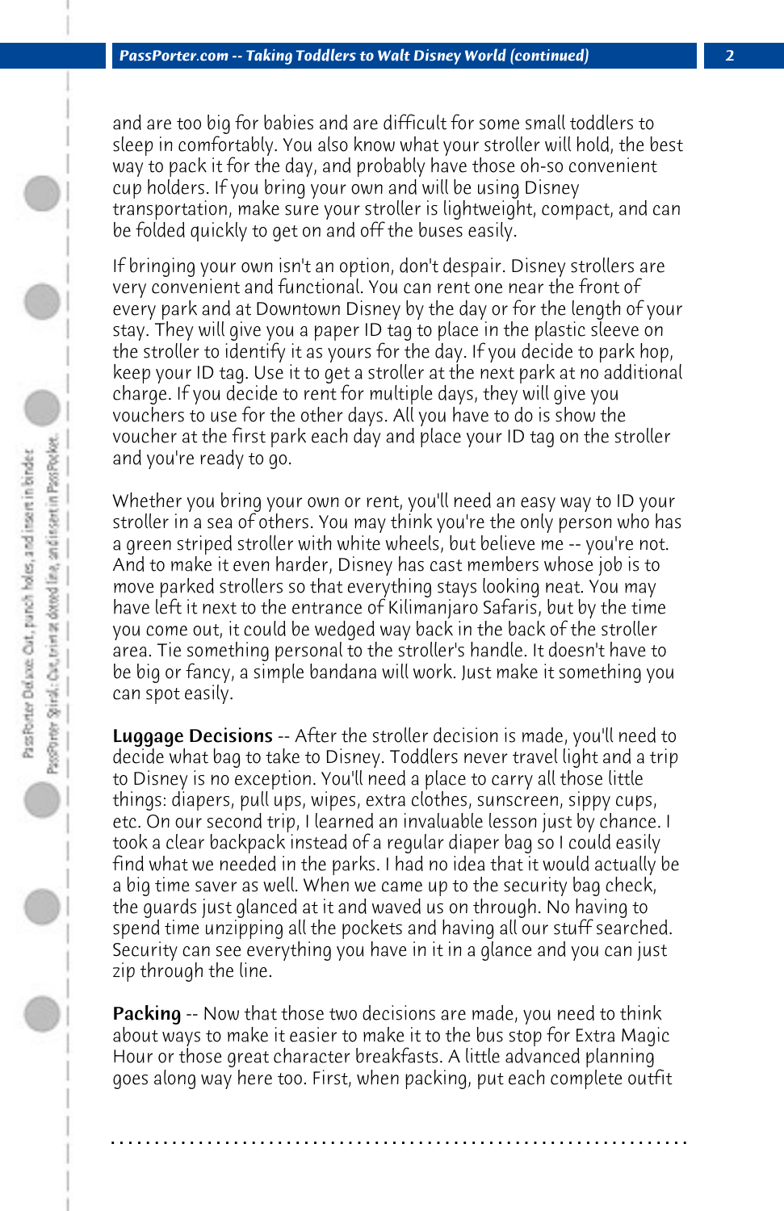and are too big for babies and are difficult for some small toddlers to sleep in comfortably. You also know what your stroller will hold, the best way to pack it for the day, and probably have those oh-so convenient cup holders. If you bring your own and will be using Disney transportation, make sure your stroller is lightweight, compact, and can be folded quickly to get on and off the buses easily.

If bringing your own isn't an option, don't despair. Disney strollers are very convenient and functional. You can rent one near the front of every park and at Downtown Disney by the day or for the length of your stay. They will give you a paper ID tag to place in the plastic sleeve on the stroller to identify it as yours for the day. If you decide to park hop, keep your ID tag. Use it to get a stroller at the next park at no additional charge. If you decide to rent for multiple days, they will give you vouchers to use for the other days. All you have to do is show the voucher at the first park each day and place your ID tag on the stroller and you're ready to go.

Whether you bring your own or rent, you'll need an easy way to ID your stroller in a sea of others. You may think you're the only person who has a green striped stroller with white wheels, but believe me -- you're not. And to make it even harder, Disney has cast members whose job is to move parked strollers so that everything stays looking neat. You may have left it next to the entrance of Kilimanjaro Safaris, but by the time you come out, it could be wedged way back in the back of the stroller area. Tie something personal to the stroller's handle. It doesn't have to be big or fancy, a simple bandana will work. Just make it something you can spot easily.

**Luggage Decisions** -- After the stroller decision is made, you'll need to decide what bag to take to Disney. Toddlers never travel light and a trip to Disney is no exception. You'll need a place to carry all those little things: diapers, pull ups, wipes, extra clothes, sunscreen, sippy cups, etc. On our second trip, I learned an invaluable lesson just by chance. I took a clear backpack instead of a regular diaper bag so I could easily find what we needed in the parks. I had no idea that it would actually be a big time saver as well. When we came up to the security bag check, the guards just glanced at it and waved us on through. No having to spend time unzipping all the pockets and having all our stuff searched. Security can see everything you have in it in a glance and you can just zip through the line.

**Packing** -- Now that those two decisions are made, you need to think about ways to make it easier to make it to the bus stop for Extra Magic Hour or those great character breakfasts. A little advanced planning goes along way here too. First, when packing, put each complete outfit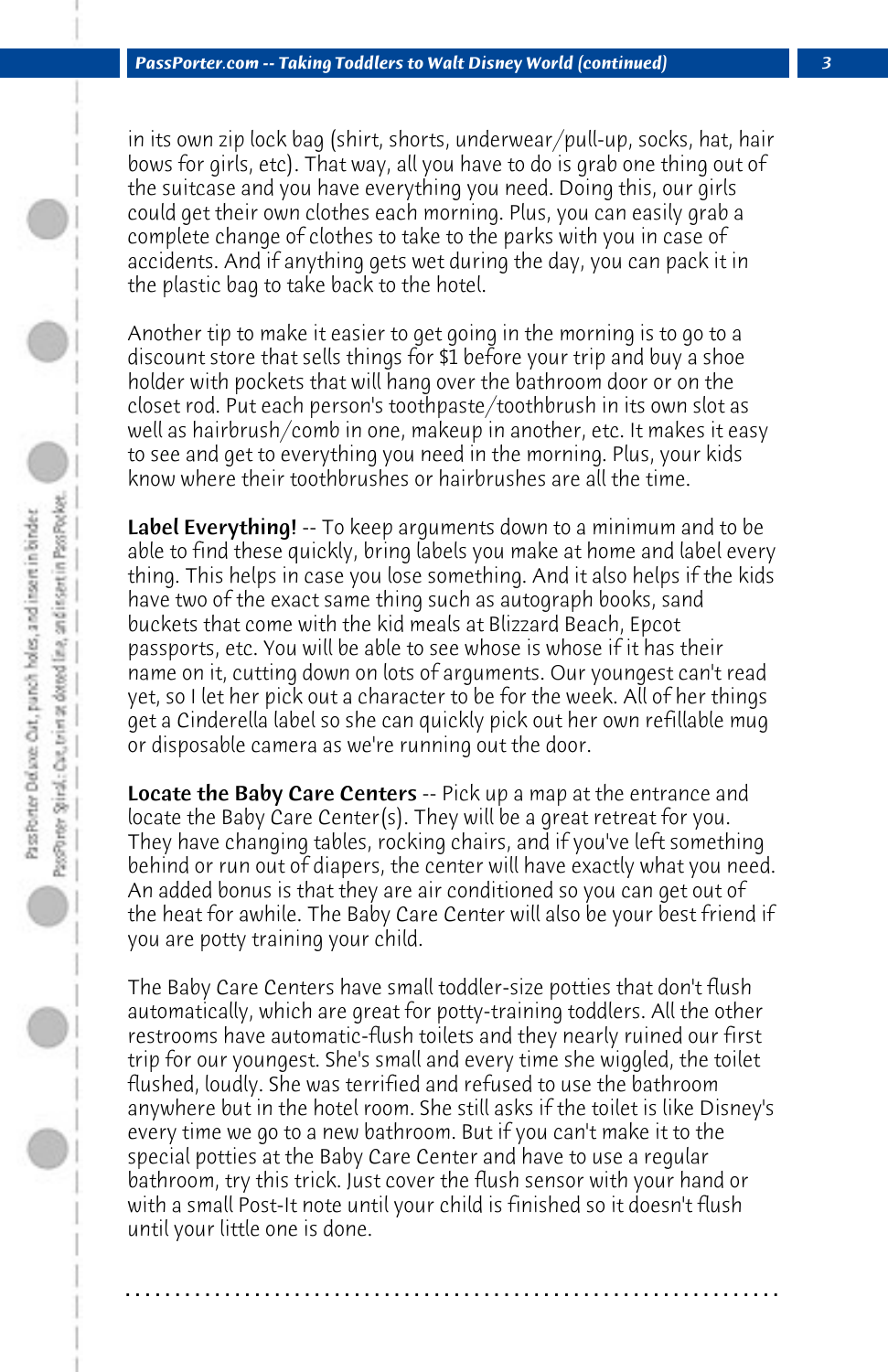in its own zip lock bag (shirt, shorts, underwear/pull-up, socks, hat, hair bows for girls, etc). That way, all you have to do is grab one thing out of the suitcase and you have everything you need. Doing this, our girls could get their own clothes each morning. Plus, you can easily grab a complete change of clothes to take to the parks with you in case of accidents. And if anything gets wet during the day, you can pack it in the plastic bag to take back to the hotel.

Another tip to make it easier to get going in the morning is to go to a discount store that sells things for $1 before your trip and buy a shoe holder with pockets that will hang over the bathroom door or on the closet rod. Put each person's toothpaste/toothbrush in its own slot as well as hairbrush/comb in one, makeup in another, etc. It makes it easy to see and get to everything you need in the morning. Plus, your kids know where their toothbrushes or hairbrushes are all the time.

**Label Everything!** -- To keep arguments down to a minimum and to be able to find these quickly, bring labels you make at home and label every thing. This helps in case you lose something. And it also helps if the kids have two of the exact same thing such as autograph books, sand buckets that come with the kid meals at Blizzard Beach, Epcot passports, etc. You will be able to see whose is whose if it has their name on it, cutting down on lots of arguments. Our youngest can't read yet, so I let her pick out a character to be for the week. All of her things get a Cinderella label so she can quickly pick out her own refillable mug or disposable camera as we're running out the door.

**Locate the Baby Care Centers** -- Pick up a map at the entrance and locate the Baby Care Center(s). They will be a great retreat for you. They have changing tables, rocking chairs, and if you've left something behind or run out of diapers, the center will have exactly what you need. An added bonus is that they are air conditioned so you can get out of the heat for awhile. The Baby Care Center will also be your best friend if you are potty training your child.

The Baby Care Centers have small toddler-size potties that don't flush automatically, which are great for potty-training toddlers. All the other restrooms have automatic-flush toilets and they nearly ruined our first trip for our youngest. She's small and every time she wiggled, the toilet flushed, loudly. She was terrified and refused to use the bathroom anywhere but in the hotel room. She still asks if the toilet is like Disney's every time we go to a new bathroom. But if you can't make it to the special potties at the Baby Care Center and have to use a regular bathroom, try this trick. Just cover the flush sensor with your hand or with a small Post-It note until your child is finished so it doesn't flush until your little one is done.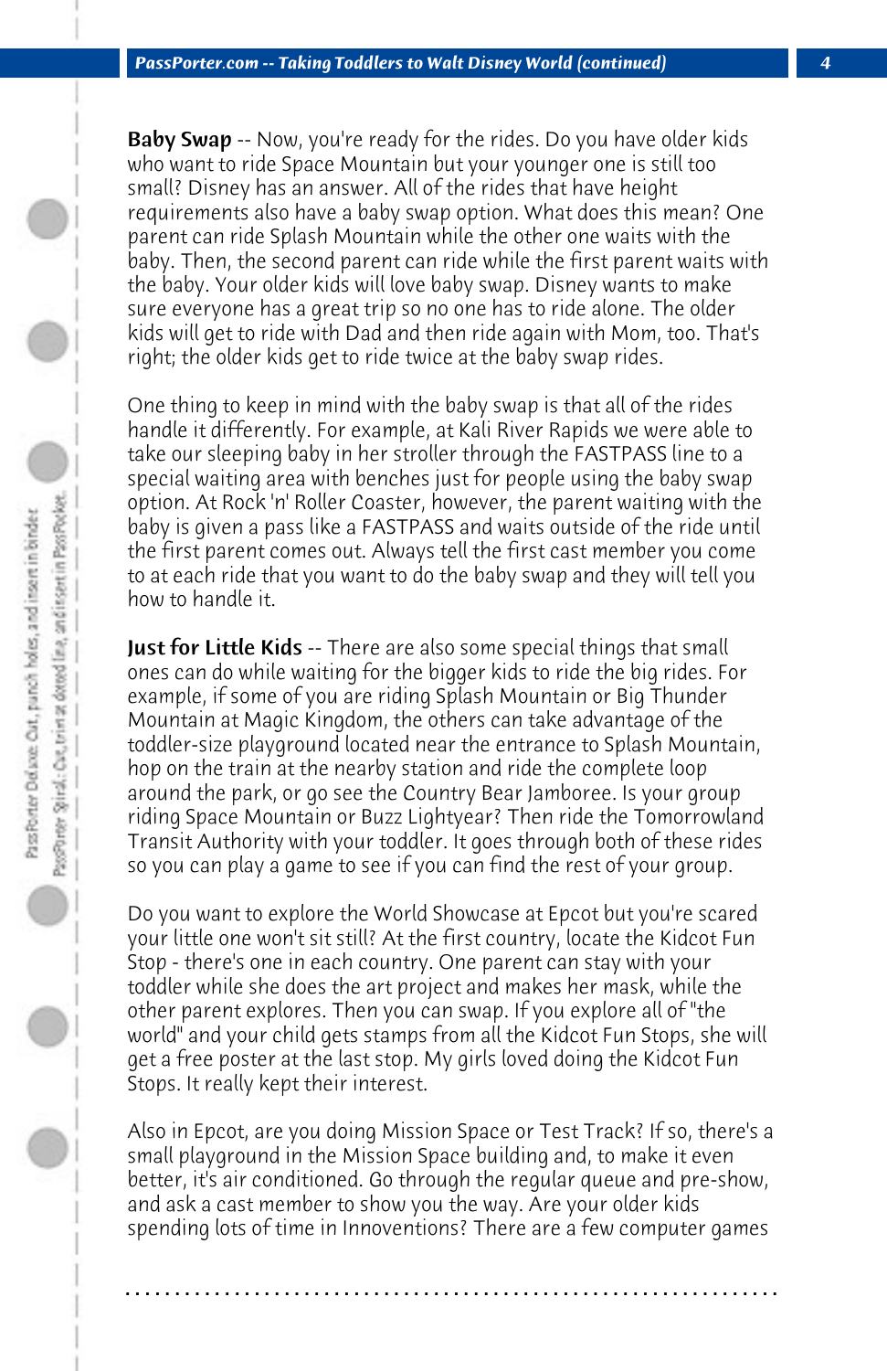**Baby Swap** -- Now, you're ready for the rides. Do you have older kids who want to ride Space Mountain but your younger one is still too small? Disney has an answer. All of the rides that have height requirements also have a baby swap option. What does this mean? One parent can ride Splash Mountain while the other one waits with the baby. Then, the second parent can ride while the first parent waits with the baby. Your older kids will love baby swap. Disney wants to make sure everyone has a great trip so no one has to ride alone. The older kids will get to ride with Dad and then ride again with Mom, too. That's right; the older kids get to ride twice at the baby swap rides.

One thing to keep in mind with the baby swap is that all of the rides handle it differently. For example, at Kali River Rapids we were able to take our sleeping baby in her stroller through the FASTPASS line to a special waiting area with benches just for people using the baby swap option. At Rock 'n' Roller Coaster, however, the parent waiting with the baby is given a pass like a FASTPASS and waits outside of the ride until the first parent comes out. Always tell the first cast member you come to at each ride that you want to do the baby swap and they will tell you how to handle it.

**Just for Little Kids** -- There are also some special things that small ones can do while waiting for the bigger kids to ride the big rides. For example, if some of you are riding Splash Mountain or Big Thunder Mountain at Magic Kingdom, the others can take advantage of the toddler-size playground located near the entrance to Splash Mountain, hop on the train at the nearby station and ride the complete loop around the park, or go see the Country Bear Jamboree. Is your group riding Space Mountain or Buzz Lightyear? Then ride the Tomorrowland Transit Authority with your toddler. It goes through both of these rides so you can play a game to see if you can find the rest of your group.

Do you want to explore the World Showcase at Epcot but you're scared your little one won't sit still? At the first country, locate the Kidcot Fun Stop - there's one in each country. One parent can stay with your toddler while she does the art project and makes her mask, while the other parent explores. Then you can swap. If you explore all of "the world" and your child gets stamps from all the Kidcot Fun Stops, she will get a free poster at the last stop. My girls loved doing the Kidcot Fun Stops. It really kept their interest.

Also in Epcot, are you doing Mission Space or Test Track? If so, there's a small playground in the Mission Space building and, to make it even better, it's air conditioned. Go through the regular queue and pre-show, and ask a cast member to show you the way. Are your older kids spending lots of time in Innoventions? There are a few computer games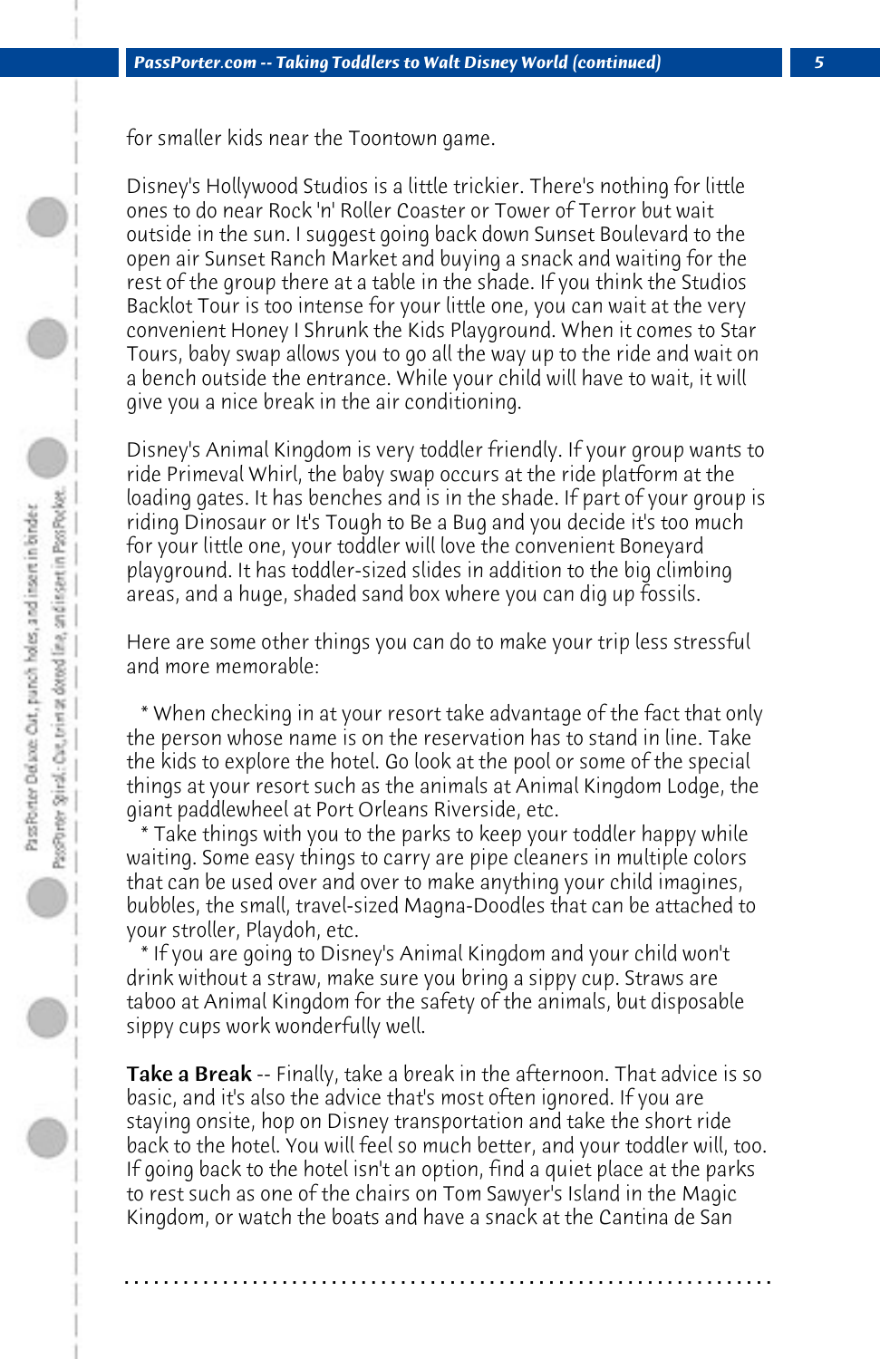for smaller kids near the Toontown game.

Disney's Hollywood Studios is a little trickier. There's nothing for little ones to do near Rock 'n' Roller Coaster or Tower of Terror but wait outside in the sun. I suggest going back down Sunset Boulevard to the open air Sunset Ranch Market and buying a snack and waiting for the rest of the group there at a table in the shade. If you think the Studios Backlot Tour is too intense for your little one, you can wait at the very convenient Honey I Shrunk the Kids Playground. When it comes to Star Tours, baby swap allows you to go all the way up to the ride and wait on a bench outside the entrance. While your child will have to wait, it will give you a nice break in the air conditioning.

Disney's Animal Kingdom is very toddler friendly. If your group wants to ride Primeval Whirl, the baby swap occurs at the ride platform at the loading gates. It has benches and is in the shade. If part of your group is riding Dinosaur or It's Tough to Be a Bug and you decide it's too much for your little one, your toddler will love the convenient Boneyard playground. It has toddler-sized slides in addition to the big climbing areas, and a huge, shaded sand box where you can dig up fossils.

Here are some other things you can do to make your trip less stressful and more memorable:

* When checking in at your resort take advantage of the fact that only the person whose name is on the reservation has to stand in line. Take the kids to explore the hotel. Go look at the pool or some of the special things at your resort such as the animals at Animal Kingdom Lodge, the giant paddlewheel at Port Orleans Riverside, etc.
* Take things with you to the parks to keep your toddler happy while waiting. Some easy things to carry are pipe cleaners in multiple colors that can be used over and over to make anything your child imagines, bubbles, the small, travel-sized Magna-Doodles that can be attached to your stroller, Playdoh, etc.
* If you are going to Disney's Animal Kingdom and your child won't drink without a straw, make sure you bring a sippy cup. Straws are taboo at Animal Kingdom for the safety of the animals, but disposable sippy cups work wonderfully well.

**Take a Break** -- Finally, take a break in the afternoon. That advice is so basic, and it's also the advice that's most often ignored. If you are staying onsite, hop on Disney transportation and take the short ride back to the hotel. You will feel so much better, and your toddler will, too. If going back to the hotel isn't an option, find a quiet place at the parks to rest such as one of the chairs on Tom Sawyer's Island in the Magic Kingdom, or watch the boats and have a snack at the Cantina de San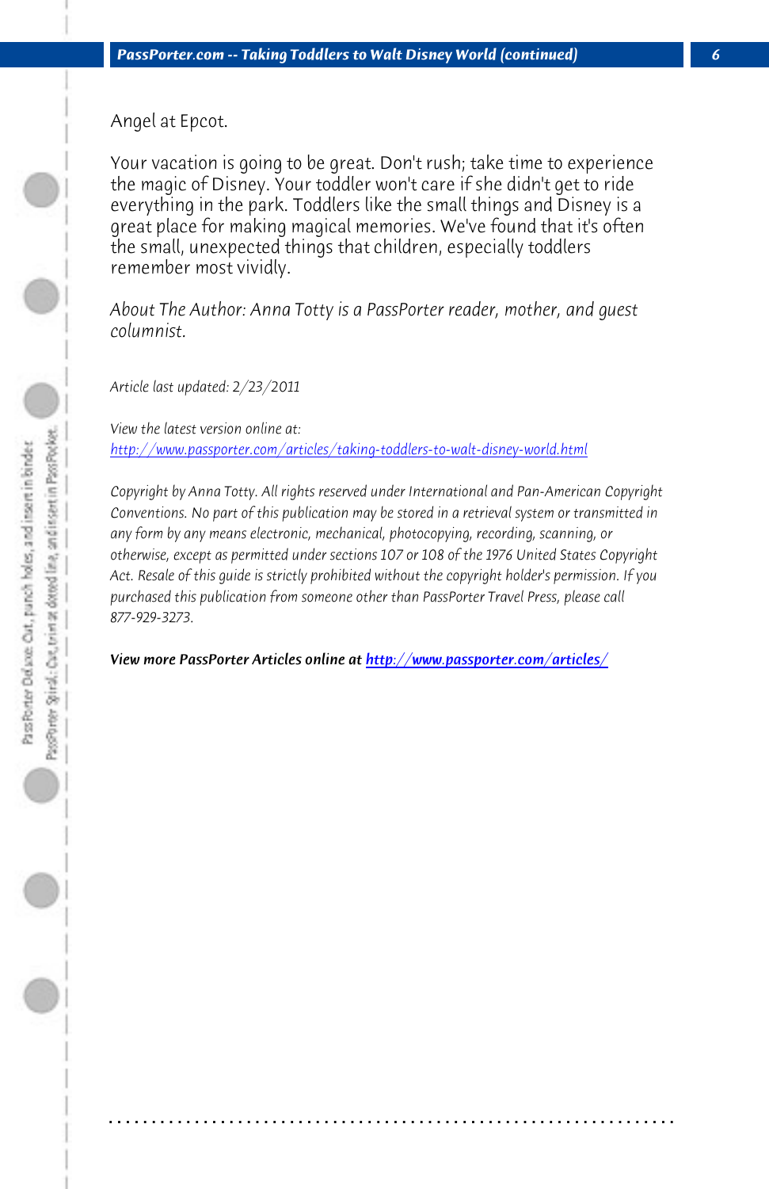Angel at Epcot.

Your vacation is going to be great. Don't rush; take time to experience the magic of Disney. Your toddler won't care if she didn't get to ride everything in the park. Toddlers like the small things and Disney is a great place for making magical memories. We've found that it's often the small, unexpected things that children, especially toddlers remember most vividly.

*About The Author: Anna Totty is a PassPorter reader, mother, and guest columnist.*

*Article last updated: 2/23/2011*

*View the latest version online at:*
*http://www.passporter.com/articles/taking-toddlers-to-walt-disney-world.html*

*Copyright by Anna Totty. All rights reserved under International and Pan-American Copyright Conventions. No part of this publication may be stored in a retrieval system or transmitted in any form by any means electronic, mechanical, photocopying, recording, scanning, or otherwise, except as permitted under sections 107 or 108 of the 1976 United States Copyright Act. Resale of this guide is strictly prohibited without the copyright holder's permission. If you purchased this publication from someone other than PassPorter Travel Press, please call 877-929-3273.*

***View more PassPorter Articles online at http://www.passporter.com/articles/***